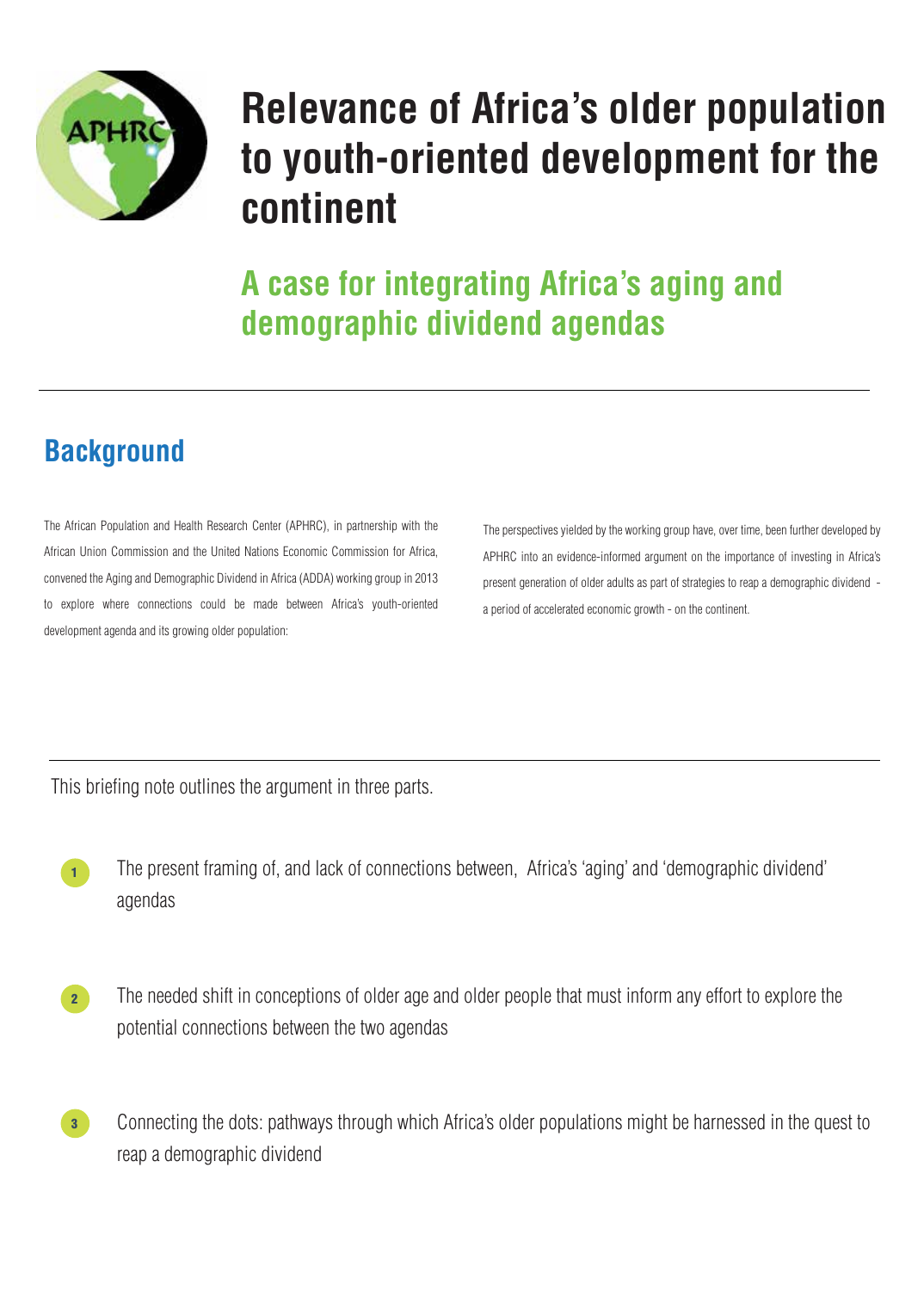# Relevance of Africa's older population to youth-oriented development for the continent

## A case for integrating Africa's aging and demographic dividend agendas

## Background

The African Population and Health Research Center (APHRC), in partnership with the African Union Commission and the United Nations Economic Commission for Africa, convened the Aging and Demographic Dividend in Africa (ADDA) working group in 2013 to explore where connections could be made between Africa's youth-oriented development agenda and its growing older population:

The perspectives yielded by the working group have, over time, been further developed by APHRC into an evidence-informed argument on the importance of investing in Africa's present generation of older adults as part of strategies to reap a demographic dividend - a period of accelerated economic growth - on the continent.

This briefing note outlines the argument in three parts.

1. The present framing of, and lack of connections between, Africa's 'aging' and 'demographic dividend' agendas

2. The needed shift in conceptions of older age and older people that must inform any effort to explore the potential connections between the two agendas

3. Connecting the dots: pathways through which Africa's older populations might be harnessed in the quest to reap a demographic dividend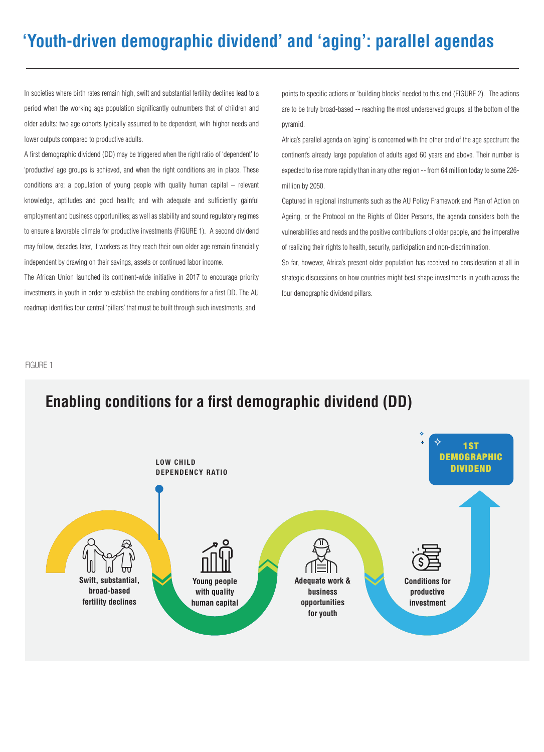# 'Youth-driven demographic dividend' and 'aging': parallel agendas

In societies where birth rates remain high, swift and substantial fertility declines lead to a period when the working age population significantly outnumbers that of children and older adults: two age cohorts typically assumed to be dependent, with higher needs and lower outputs compared to productive adults.

A first demographic dividend (DD) may be triggered when the right ratio of 'dependent' to 'productive' age groups is achieved, and when the right conditions are in place. These conditions are: a population of young people with quality human capital – relevant knowledge, aptitudes and good health; and with adequate and sufficiently gainful employment and business opportunities; as well as stability and sound regulatory regimes to ensure a favorable climate for productive investments (FIGURE 1). A second dividend may follow, decades later, if workers as they reach their own older age remain financially independent by drawing on their savings, assets or continued labor income.

The African Union launched its continent-wide initiative in 2017 to encourage priority investments in youth in order to establish the enabling conditions for a first DD. The AU roadmap identifies four central 'pillars' that must be built through such investments, and points to specific actions or 'building blocks' needed to this end (FIGURE 2). The actions are to be truly broad-based -- reaching the most underserved groups, at the bottom of the pyramid.

Africa's parallel agenda on 'aging' is concerned with the other end of the age spectrum: the continent's already large population of adults aged 60 years and above. Their number is expected to rise more rapidly than in any other region -- from 64 million today to some 226-million by 2050.

Captured in regional instruments such as the AU Policy Framework and Plan of Action on Ageing, or the Protocol on the Rights of Older Persons, the agenda considers both the vulnerabilities and needs and the positive contributions of older people, and the imperative of realizing their rights to health, security, participation and non-discrimination.

So far, however, Africa's present older population has received no consideration at all in strategic discussions on how countries might best shape investments in youth across the four demographic dividend pillars.

FIGURE 1

## Enabling conditions for a first demographic dividend (DD)

- Swift, substantial, broad-based fertility declines
- LOW CHILD DEPENDENCY RATIO
- Young people with quality human capital
- Adequate work & business opportunities for youth
- Conditions for productive investment
- 1ST DEMOGRAPHIC DIVIDEND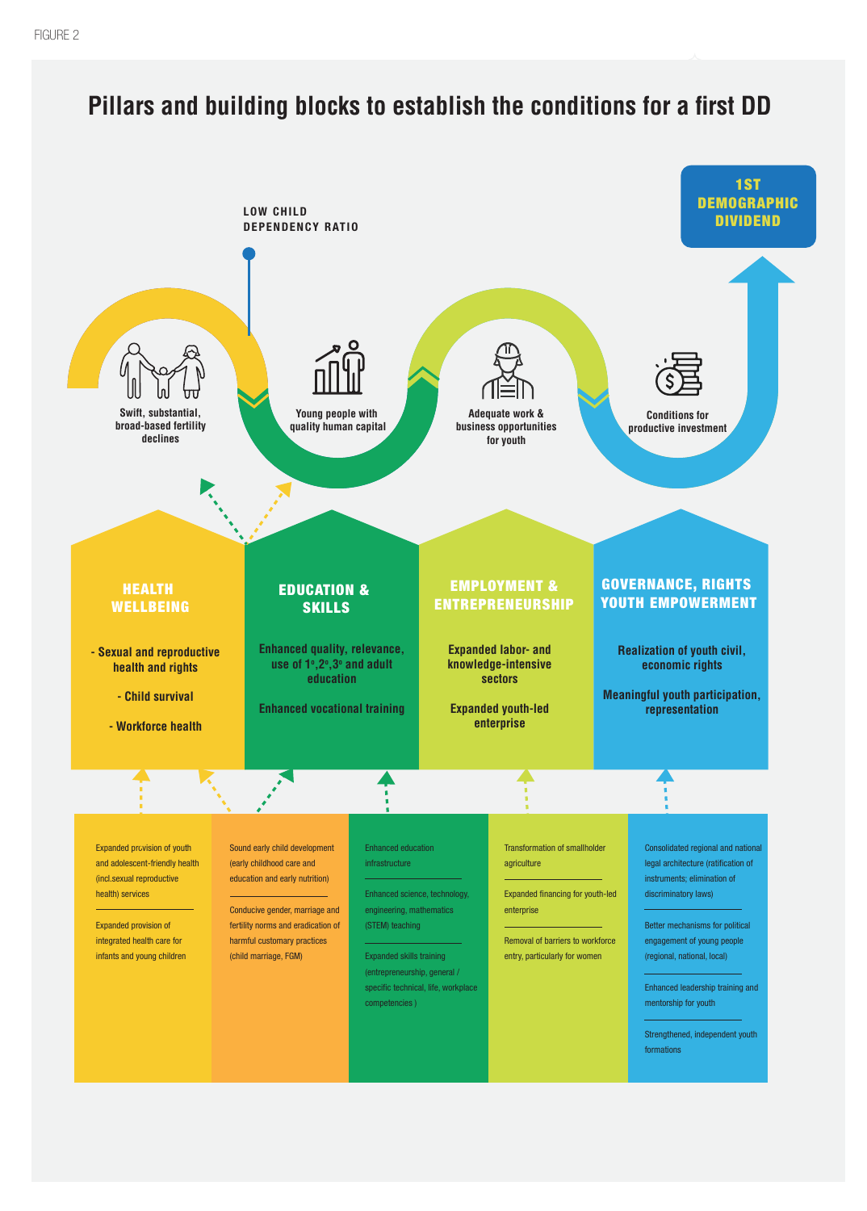FIGURE 2

# Pillars and building blocks to establish the conditions for a first DD

**1ST DEMOGRAPHIC DIVIDEND**

**LOW CHILD DEPENDENCY RATIO**

- Swift, substantial, broad-based fertility declines
- Young people with quality human capital
- Adequate work & business opportunities for youth
- Conditions for productive investment

## HEALTH WELLBEING

- Sexual and reproductive health and rights
- Child survival
- Workforce health

## EDUCATION & SKILLS

Enhanced quality, relevance, use of 1º,2º,3º and adult education

Enhanced vocational training

## EMPLOYMENT & ENTREPRENEURSHIP

Expanded labor- and knowledge-intensive sectors

Expanded youth-led enterprise

## GOVERNANCE, RIGHTS YOUTH EMPOWERMENT

Realization of youth civil, economic rights

Meaningful youth participation, representation

---

Expanded provision of youth and adolescent-friendly health (incl.sexual reproductive health) services

Expanded provision of integrated health care for infants and young children

---

Sound early child development (early childhood care and education and early nutrition)

Conducive gender, marriage and fertility norms and eradication of harmful customary practices (child marriage, FGM)

---

Enhanced education infrastructure

Enhanced science, technology, engineering, mathematics (STEM) teaching

Expanded skills training (entrepreneurship, general / specific technical, life, workplace competencies )

---

Transformation of smallholder agriculture

Expanded financing for youth-led enterprise

Removal of barriers to workforce entry, particularly for women

---

Consolidated regional and national legal architecture (ratification of instruments; elimination of discriminatory laws)

Better mechanisms for political engagement of young people (regional, national, local)

Enhanced leadership training and mentorship for youth

Strengthened, independent youth formations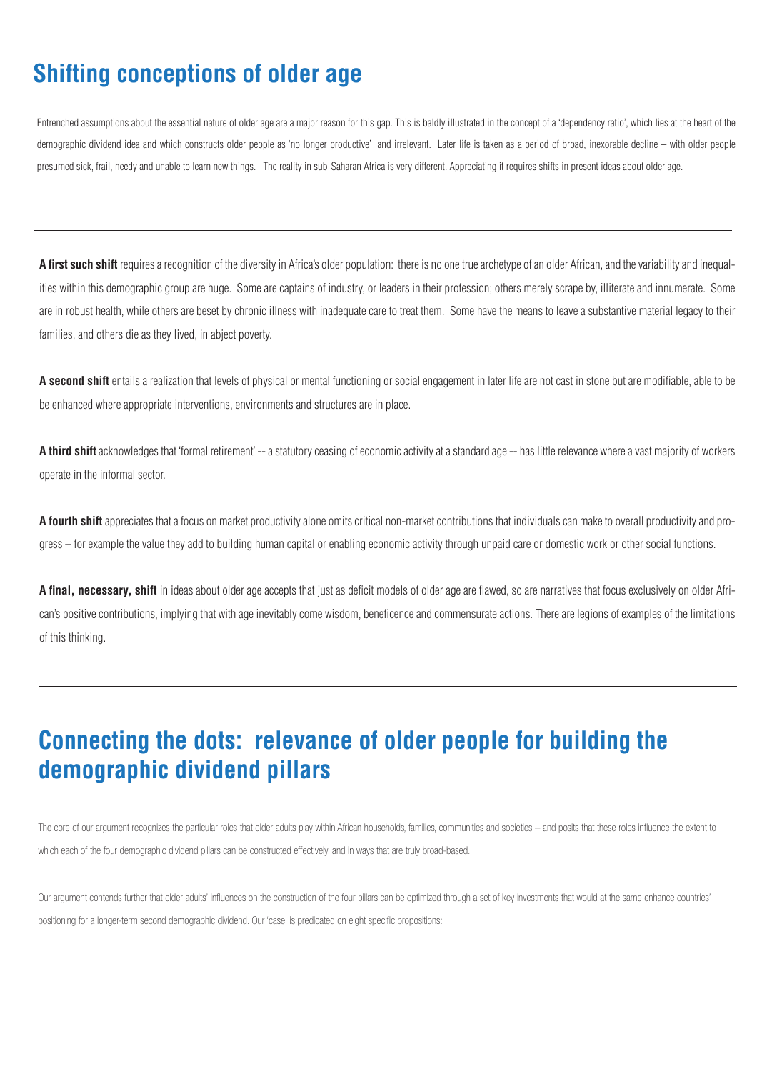# Shifting conceptions of older age

Entrenched assumptions about the essential nature of older age are a major reason for this gap. This is baldly illustrated in the concept of a 'dependency ratio', which lies at the heart of the demographic dividend idea and which constructs older people as 'no longer productive' and irrelevant. Later life is taken as a period of broad, inexorable decline – with older people presumed sick, frail, needy and unable to learn new things. The reality in sub-Saharan Africa is very different. Appreciating it requires shifts in present ideas about older age.

---

**A first such shift** requires a recognition of the diversity in Africa's older population: there is no one true archetype of an older African, and the variability and inequalities within this demographic group are huge. Some are captains of industry, or leaders in their profession; others merely scrape by, illiterate and innumerate. Some are in robust health, while others are beset by chronic illness with inadequate care to treat them. Some have the means to leave a substantive material legacy to their families, and others die as they lived, in abject poverty.

**A second shift** entails a realization that levels of physical or mental functioning or social engagement in later life are not cast in stone but are modifiable, able to be be enhanced where appropriate interventions, environments and structures are in place.

**A third shift** acknowledges that 'formal retirement' -- a statutory ceasing of economic activity at a standard age -- has little relevance where a vast majority of workers operate in the informal sector.

**A fourth shift** appreciates that a focus on market productivity alone omits critical non-market contributions that individuals can make to overall productivity and progress – for example the value they add to building human capital or enabling economic activity through unpaid care or domestic work or other social functions.

**A final, necessary, shift** in ideas about older age accepts that just as deficit models of older age are flawed, so are narratives that focus exclusively on older African's positive contributions, implying that with age inevitably come wisdom, beneficence and commensurate actions. There are legions of examples of the limitations of this thinking.

---

# Connecting the dots: relevance of older people for building the demographic dividend pillars

The core of our argument recognizes the particular roles that older adults play within African households, families, communities and societies – and posits that these roles influence the extent to which each of the four demographic dividend pillars can be constructed effectively, and in ways that are truly broad-based.

Our argument contends further that older adults' influences on the construction of the four pillars can be optimized through a set of key investments that would at the same enhance countries' positioning for a longer-term second demographic dividend. Our 'case' is predicated on eight specific propositions: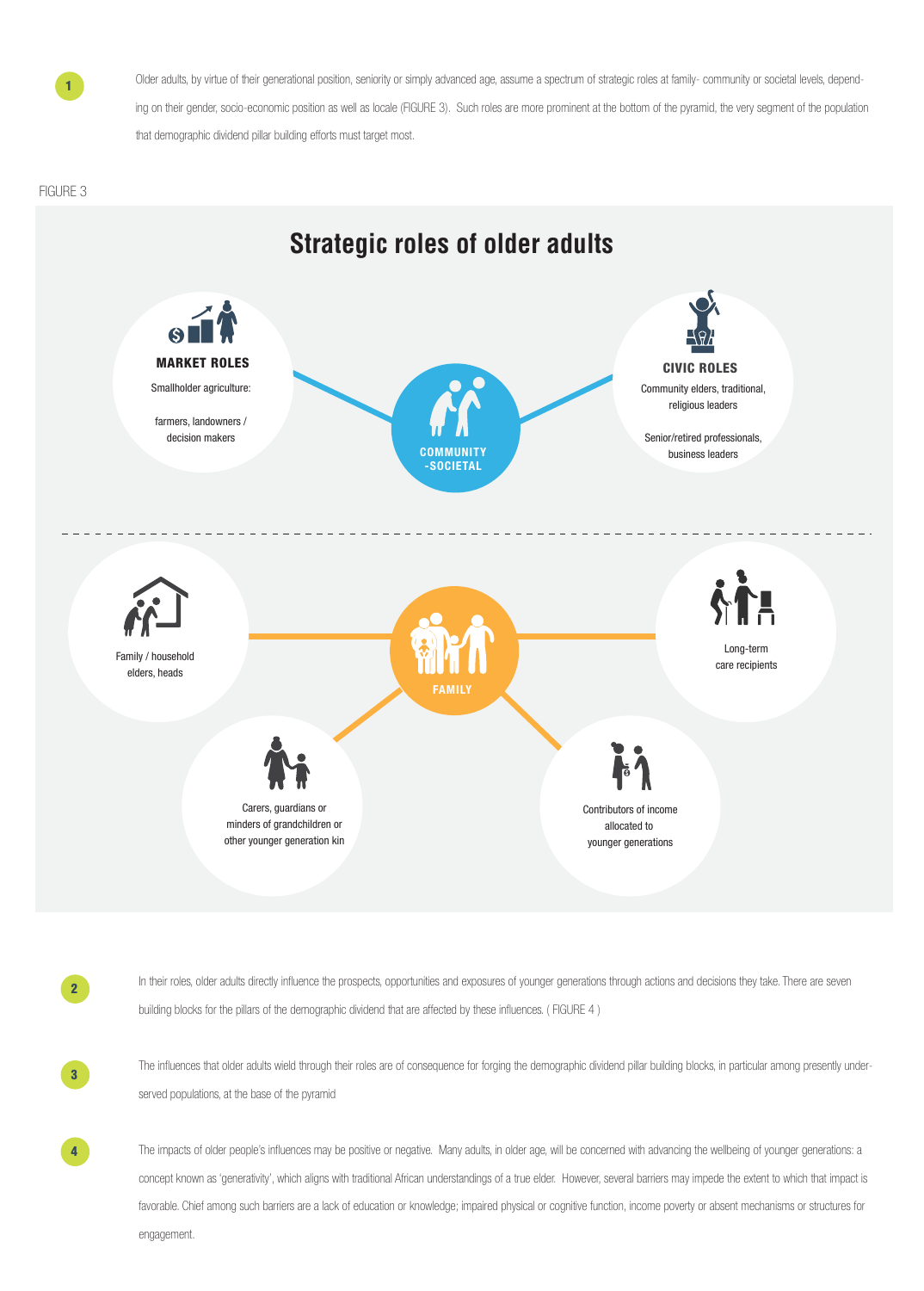1. Older adults, by virtue of their generational position, seniority or simply advanced age, assume a spectrum of strategic roles at family- community or societal levels, depending on their gender, socio-economic position as well as locale (FIGURE 3). Such roles are more prominent at the bottom of the pyramid, the very segment of the population that demographic dividend pillar building efforts must target most.

FIGURE 3

## Strategic roles of older adults

**COMMUNITY -SOCIETAL**

**MARKET ROLES**
Smallholder agriculture:

farmers, landowners / decision makers

**CIVIC ROLES**
Community elders, traditional, religious leaders

Senior/retired professionals, business leaders

**FAMILY**

Family / household elders, heads

Long-term care recipients

Carers, guardians or minders of grandchildren or other younger generation kin

Contributors of income allocated to younger generations

2. In their roles, older adults directly influence the prospects, opportunities and exposures of younger generations through actions and decisions they take. There are seven building blocks for the pillars of the demographic dividend that are affected by these influences. ( FIGURE 4 )

3. The influences that older adults wield through their roles are of consequence for forging the demographic dividend pillar building blocks, in particular among presently under-served populations, at the base of the pyramid

4. The impacts of older people's influences may be positive or negative. Many adults, in older age, will be concerned with advancing the wellbeing of younger generations: a concept known as 'generativity', which aligns with traditional African understandings of a true elder. However, several barriers may impede the extent to which that impact is favorable. Chief among such barriers are a lack of education or knowledge; impaired physical or cognitive function, income poverty or absent mechanisms or structures for engagement.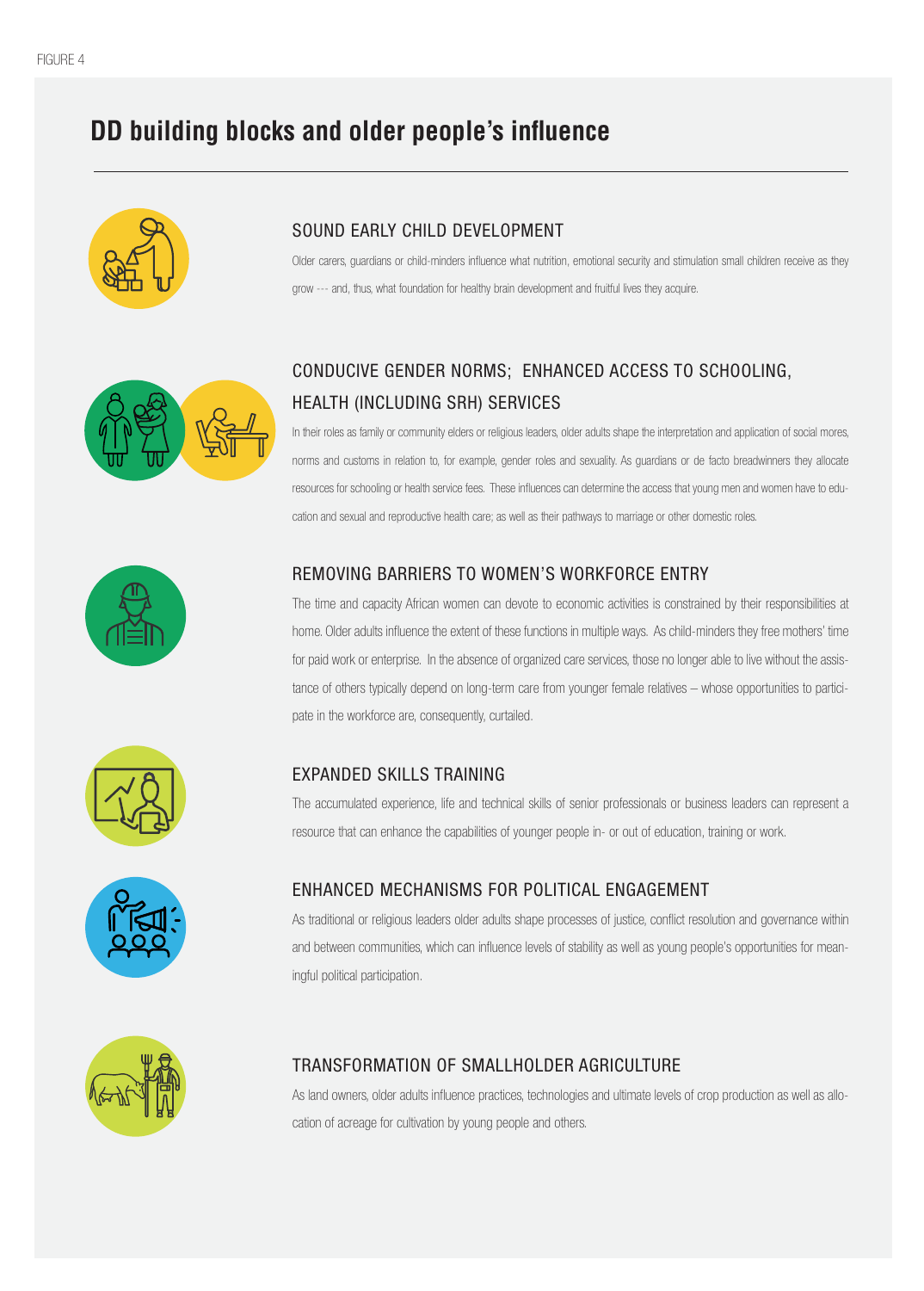FIGURE 4

# DD building blocks and older people's influence

## SOUND EARLY CHILD DEVELOPMENT

Older carers, guardians or child-minders influence what nutrition, emotional security and stimulation small children receive as they grow --- and, thus, what foundation for healthy brain development and fruitful lives they acquire.

## CONDUCIVE GENDER NORMS; ENHANCED ACCESS TO SCHOOLING, HEALTH (INCLUDING SRH) SERVICES

In their roles as family or community elders or religious leaders, older adults shape the interpretation and application of social mores, norms and customs in relation to, for example, gender roles and sexuality. As guardians or de facto breadwinners they allocate resources for schooling or health service fees. These influences can determine the access that young men and women have to education and sexual and reproductive health care; as well as their pathways to marriage or other domestic roles.

## REMOVING BARRIERS TO WOMEN'S WORKFORCE ENTRY

The time and capacity African women can devote to economic activities is constrained by their responsibilities at home. Older adults influence the extent of these functions in multiple ways. As child-minders they free mothers' time for paid work or enterprise. In the absence of organized care services, those no longer able to live without the assistance of others typically depend on long-term care from younger female relatives – whose opportunities to participate in the workforce are, consequently, curtailed.

## EXPANDED SKILLS TRAINING

The accumulated experience, life and technical skills of senior professionals or business leaders can represent a resource that can enhance the capabilities of younger people in- or out of education, training or work.

## ENHANCED MECHANISMS FOR POLITICAL ENGAGEMENT

As traditional or religious leaders older adults shape processes of justice, conflict resolution and governance within and between communities, which can influence levels of stability as well as young people's opportunities for meaningful political participation.

## TRANSFORMATION OF SMALLHOLDER AGRICULTURE

As land owners, older adults influence practices, technologies and ultimate levels of crop production as well as allocation of acreage for cultivation by young people and others.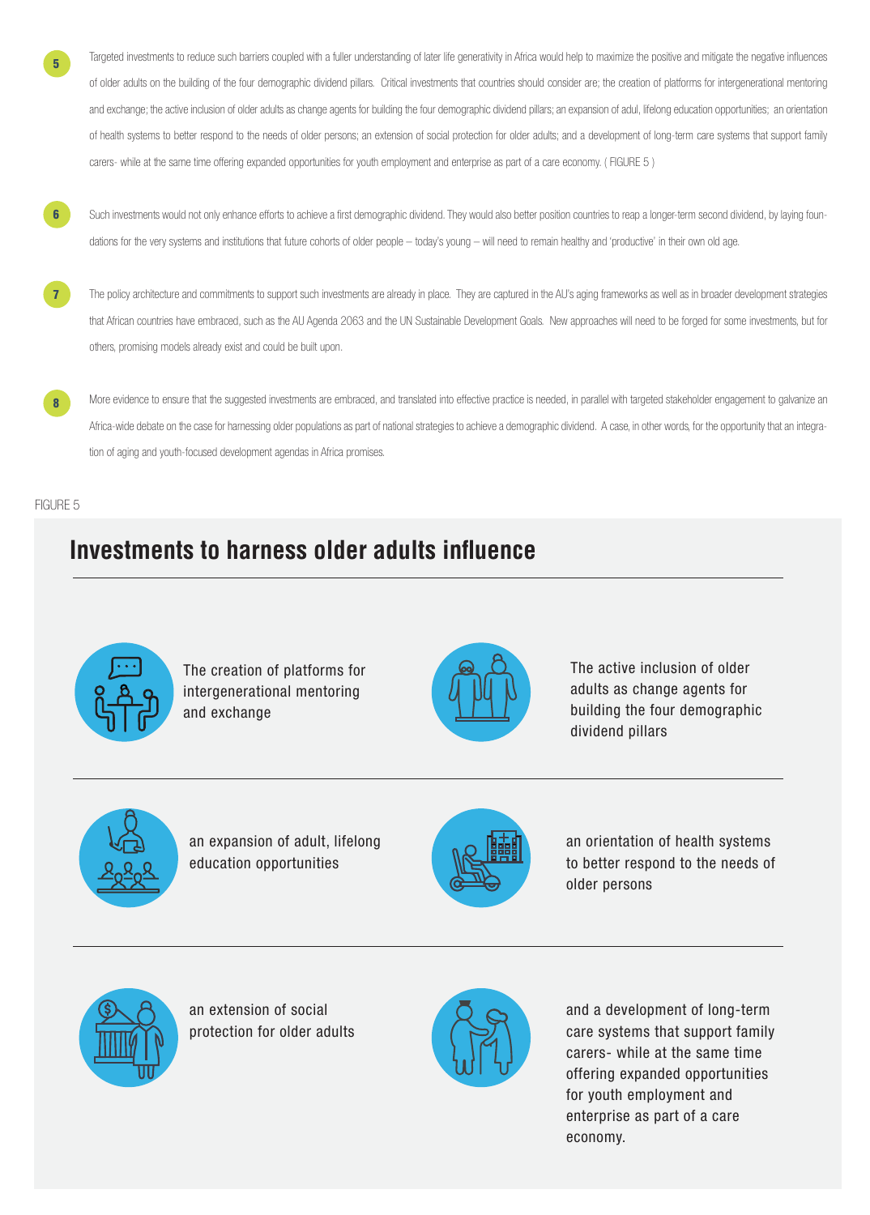5 Targeted investments to reduce such barriers coupled with a fuller understanding of later life generativity in Africa would help to maximize the positive and mitigate the negative influences of older adults on the building of the four demographic dividend pillars. Critical investments that countries should consider are; the creation of platforms for intergenerational mentoring and exchange; the active inclusion of older adults as change agents for building the four demographic dividend pillars; an expansion of adul, lifelong education opportunities; an orientation of health systems to better respond to the needs of older persons; an extension of social protection for older adults; and a development of long-term care systems that support family carers- while at the same time offering expanded opportunities for youth employment and enterprise as part of a care economy. ( FIGURE 5 )

6 Such investments would not only enhance efforts to achieve a first demographic dividend. They would also better position countries to reap a longer-term second dividend, by laying foundations for the very systems and institutions that future cohorts of older people – today's young – will need to remain healthy and 'productive' in their own old age.

7 The policy architecture and commitments to support such investments are already in place. They are captured in the AU's aging frameworks as well as in broader development strategies that African countries have embraced, such as the AU Agenda 2063 and the UN Sustainable Development Goals. New approaches will need to be forged for some investments, but for others, promising models already exist and could be built upon.

8 More evidence to ensure that the suggested investments are embraced, and translated into effective practice is needed, in parallel with targeted stakeholder engagement to galvanize an Africa-wide debate on the case for harnessing older populations as part of national strategies to achieve a demographic dividend. A case, in other words, for the opportunity that an integration of aging and youth-focused development agendas in Africa promises.

FIGURE 5

## Investments to harness older adults influence

The creation of platforms for intergenerational mentoring and exchange

The active inclusion of older adults as change agents for building the four demographic dividend pillars

an expansion of adult, lifelong education opportunities

an orientation of health systems to better respond to the needs of older persons

an extension of social protection for older adults

and a development of long-term care systems that support family carers- while at the same time offering expanded opportunities for youth employment and enterprise as part of a care economy.